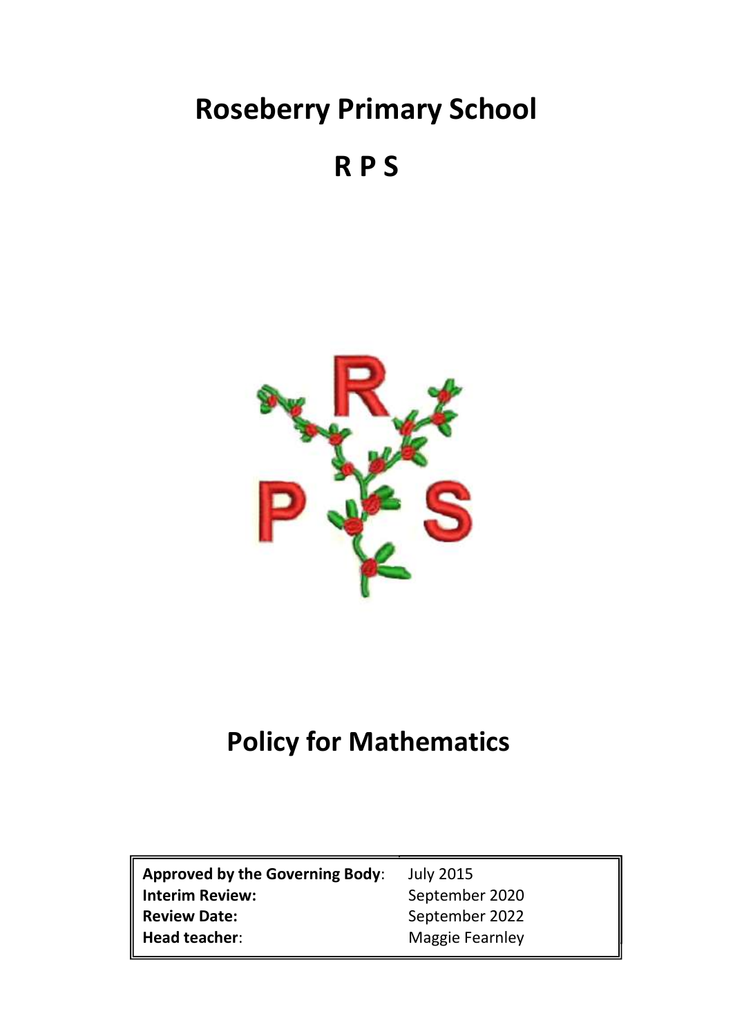# Roseberry Primary School

# R P S

# Policy for Mathematics

| | |
|---|---|
| **Approved by the Governing Body**: | July 2015 |
| **Interim Review:** | September 2020 |
| **Review Date:** | September 2022 |
| **Head teacher**: | Maggie Fearnley |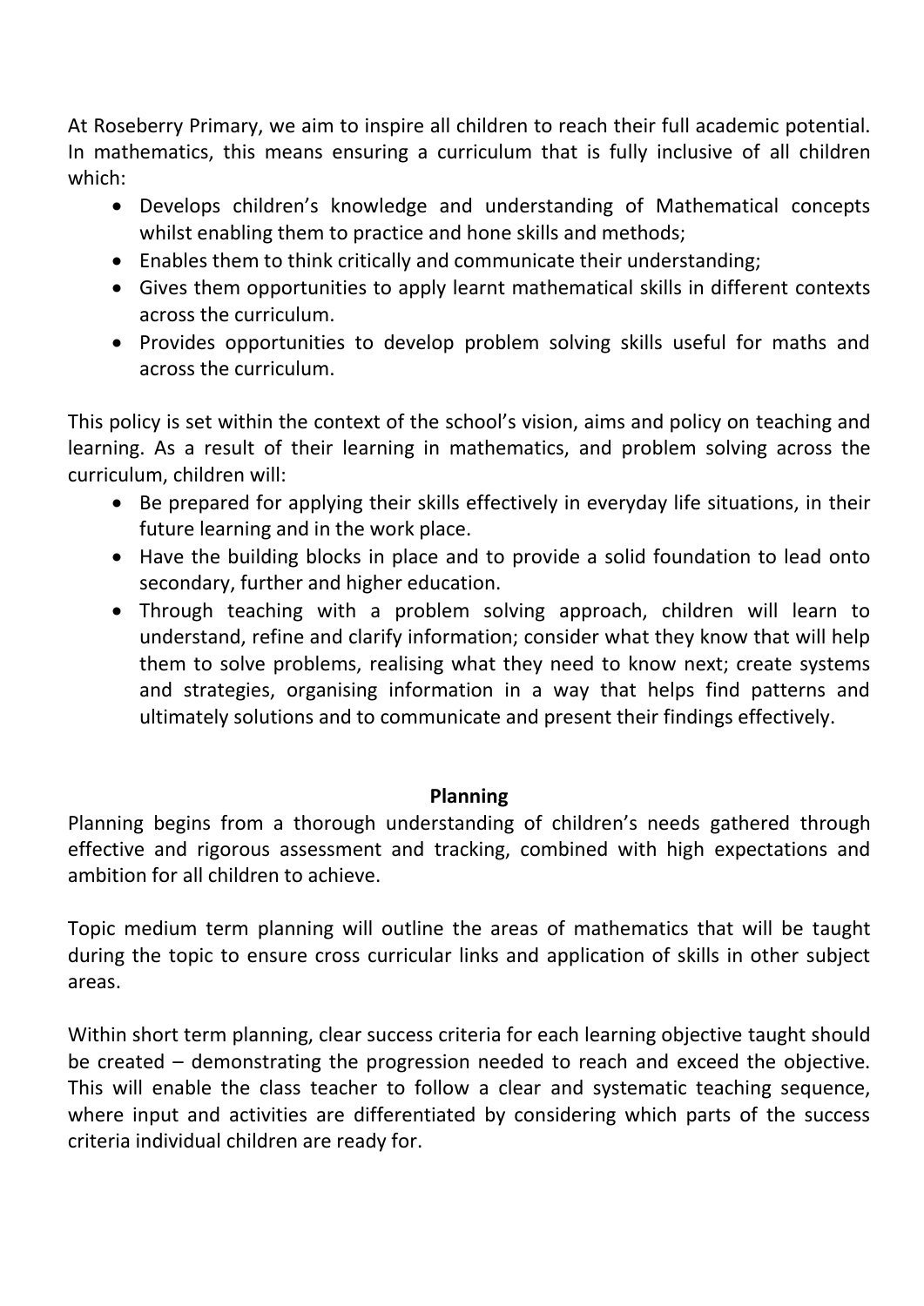At Roseberry Primary, we aim to inspire all children to reach their full academic potential. In mathematics, this means ensuring a curriculum that is fully inclusive of all children which:

- Develops children's knowledge and understanding of Mathematical concepts whilst enabling them to practice and hone skills and methods;
- Enables them to think critically and communicate their understanding;
- Gives them opportunities to apply learnt mathematical skills in different contexts across the curriculum.
- Provides opportunities to develop problem solving skills useful for maths and across the curriculum.

This policy is set within the context of the school's vision, aims and policy on teaching and learning. As a result of their learning in mathematics, and problem solving across the curriculum, children will:

- Be prepared for applying their skills effectively in everyday life situations, in their future learning and in the work place.
- Have the building blocks in place and to provide a solid foundation to lead onto secondary, further and higher education.
- Through teaching with a problem solving approach, children will learn to understand, refine and clarify information; consider what they know that will help them to solve problems, realising what they need to know next; create systems and strategies, organising information in a way that helps find patterns and ultimately solutions and to communicate and present their findings effectively.

## Planning

Planning begins from a thorough understanding of children's needs gathered through effective and rigorous assessment and tracking, combined with high expectations and ambition for all children to achieve.

Topic medium term planning will outline the areas of mathematics that will be taught during the topic to ensure cross curricular links and application of skills in other subject areas.

Within short term planning, clear success criteria for each learning objective taught should be created – demonstrating the progression needed to reach and exceed the objective. This will enable the class teacher to follow a clear and systematic teaching sequence, where input and activities are differentiated by considering which parts of the success criteria individual children are ready for.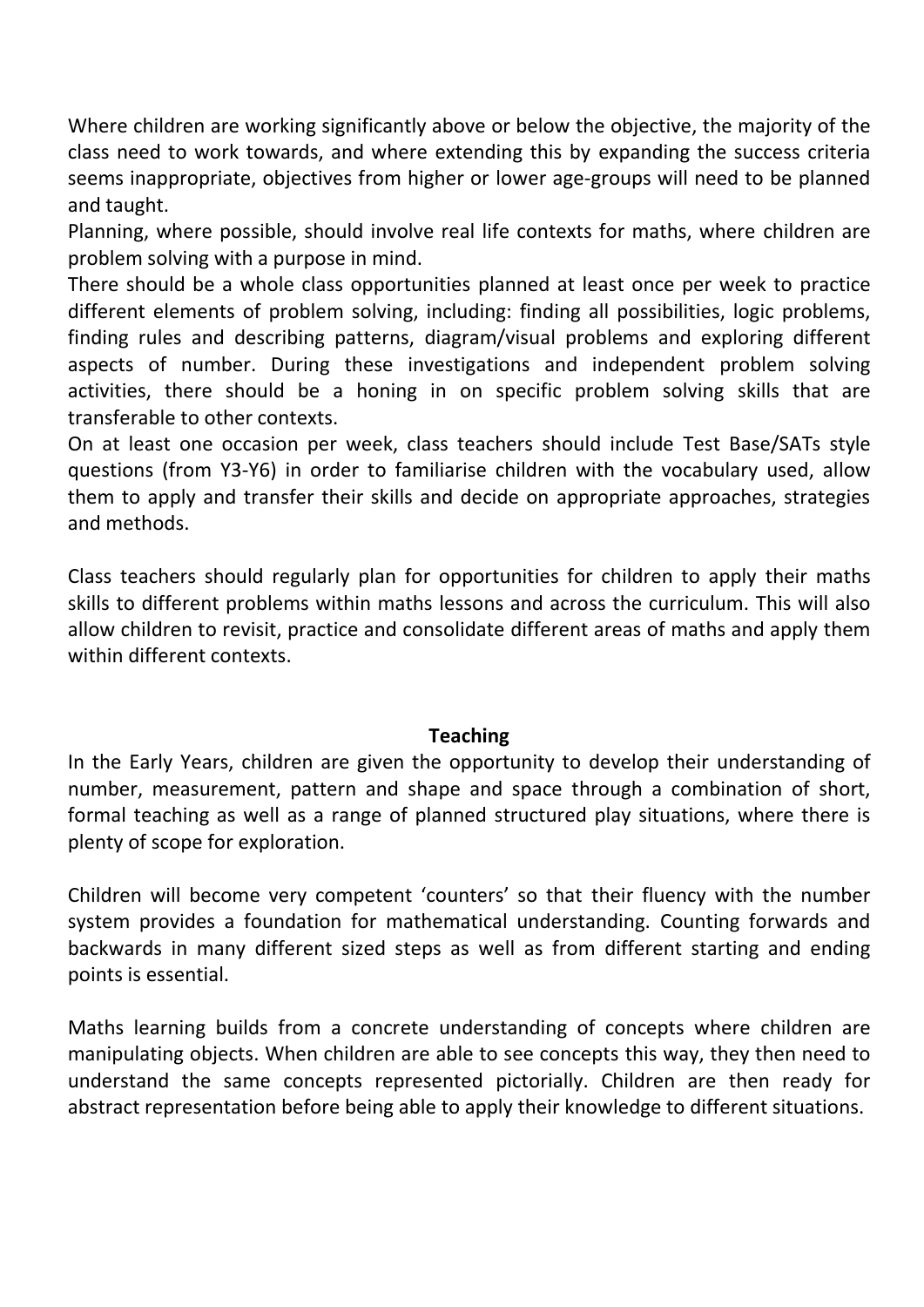Where children are working significantly above or below the objective, the majority of the class need to work towards, and where extending this by expanding the success criteria seems inappropriate, objectives from higher or lower age-groups will need to be planned and taught.

Planning, where possible, should involve real life contexts for maths, where children are problem solving with a purpose in mind.

There should be a whole class opportunities planned at least once per week to practice different elements of problem solving, including: finding all possibilities, logic problems, finding rules and describing patterns, diagram/visual problems and exploring different aspects of number. During these investigations and independent problem solving activities, there should be a honing in on specific problem solving skills that are transferable to other contexts.

On at least one occasion per week, class teachers should include Test Base/SATs style questions (from Y3-Y6) in order to familiarise children with the vocabulary used, allow them to apply and transfer their skills and decide on appropriate approaches, strategies and methods.

Class teachers should regularly plan for opportunities for children to apply their maths skills to different problems within maths lessons and across the curriculum. This will also allow children to revisit, practice and consolidate different areas of maths and apply them within different contexts.

**Teaching**

In the Early Years, children are given the opportunity to develop their understanding of number, measurement, pattern and shape and space through a combination of short, formal teaching as well as a range of planned structured play situations, where there is plenty of scope for exploration.

Children will become very competent 'counters' so that their fluency with the number system provides a foundation for mathematical understanding. Counting forwards and backwards in many different sized steps as well as from different starting and ending points is essential.

Maths learning builds from a concrete understanding of concepts where children are manipulating objects. When children are able to see concepts this way, they then need to understand the same concepts represented pictorially. Children are then ready for abstract representation before being able to apply their knowledge to different situations.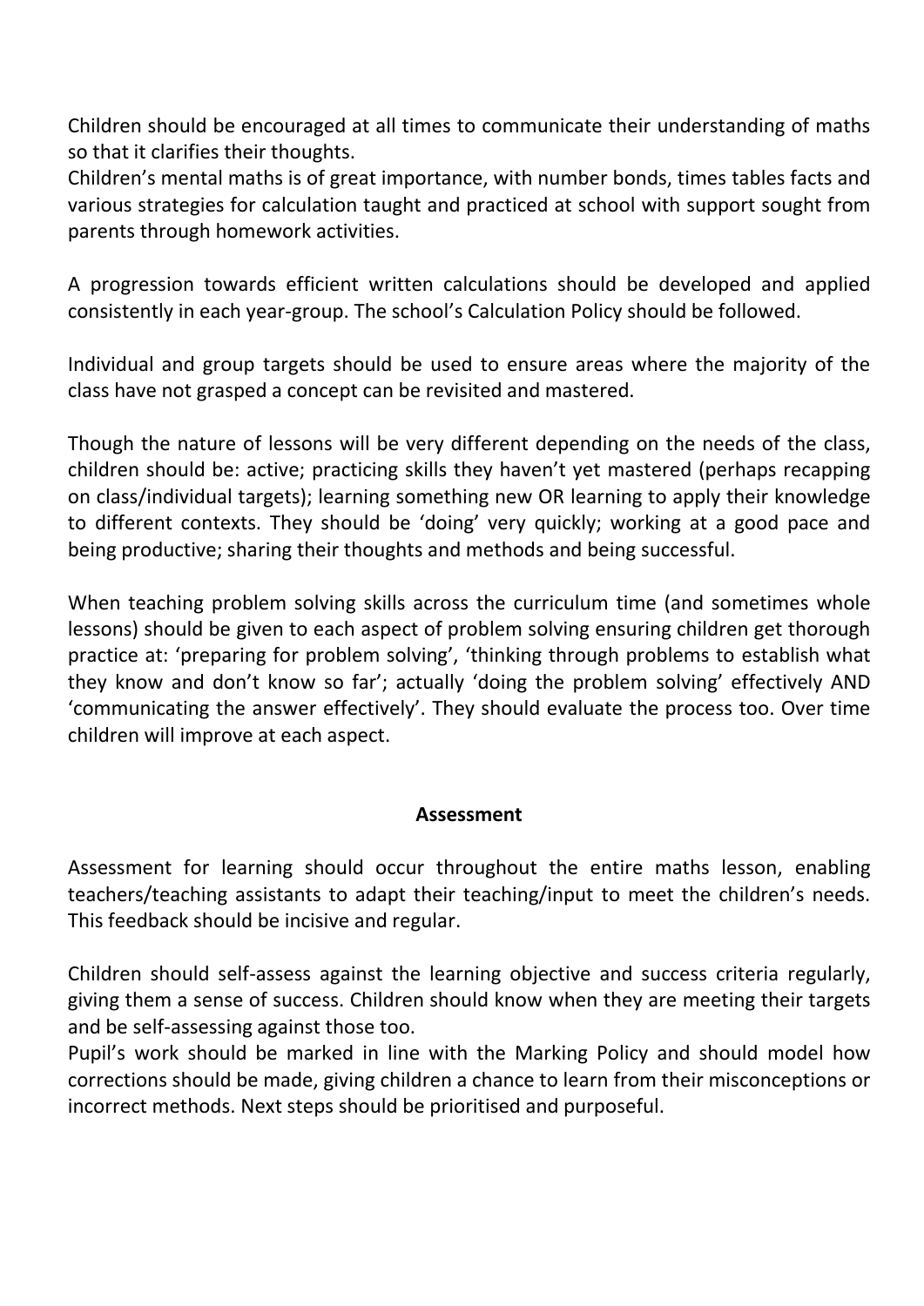Children should be encouraged at all times to communicate their understanding of maths so that it clarifies their thoughts.
Children's mental maths is of great importance, with number bonds, times tables facts and various strategies for calculation taught and practiced at school with support sought from parents through homework activities.

A progression towards efficient written calculations should be developed and applied consistently in each year-group. The school's Calculation Policy should be followed.

Individual and group targets should be used to ensure areas where the majority of the class have not grasped a concept can be revisited and mastered.

Though the nature of lessons will be very different depending on the needs of the class, children should be: active; practicing skills they haven't yet mastered (perhaps recapping on class/individual targets); learning something new OR learning to apply their knowledge to different contexts. They should be 'doing' very quickly; working at a good pace and being productive; sharing their thoughts and methods and being successful.

When teaching problem solving skills across the curriculum time (and sometimes whole lessons) should be given to each aspect of problem solving ensuring children get thorough practice at: 'preparing for problem solving', 'thinking through problems to establish what they know and don't know so far'; actually 'doing the problem solving' effectively AND 'communicating the answer effectively'. They should evaluate the process too. Over time children will improve at each aspect.

## Assessment

Assessment for learning should occur throughout the entire maths lesson, enabling teachers/teaching assistants to adapt their teaching/input to meet the children's needs. This feedback should be incisive and regular.

Children should self-assess against the learning objective and success criteria regularly, giving them a sense of success. Children should know when they are meeting their targets and be self-assessing against those too.
Pupil's work should be marked in line with the Marking Policy and should model how corrections should be made, giving children a chance to learn from their misconceptions or incorrect methods. Next steps should be prioritised and purposeful.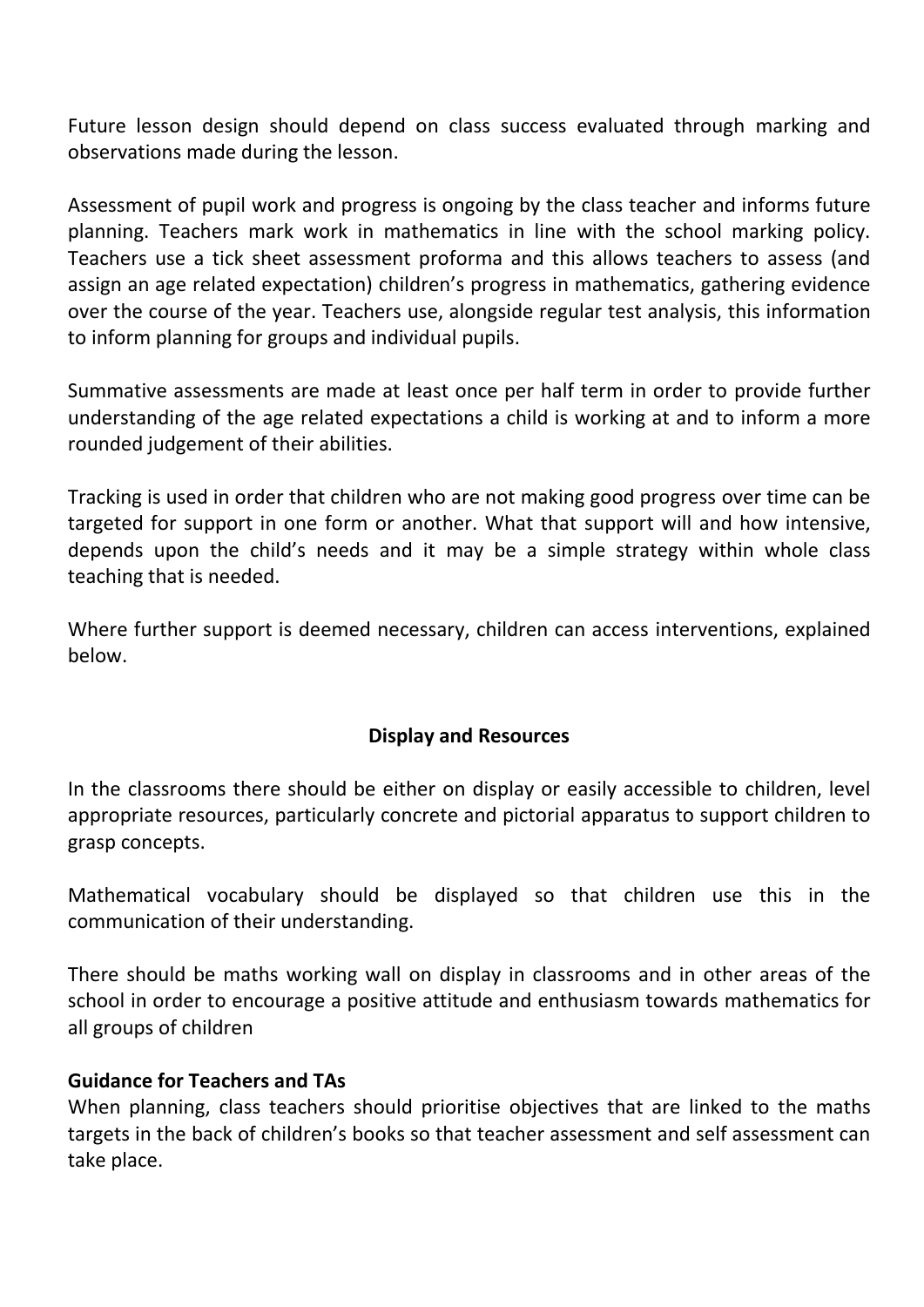Future lesson design should depend on class success evaluated through marking and observations made during the lesson.

Assessment of pupil work and progress is ongoing by the class teacher and informs future planning. Teachers mark work in mathematics in line with the school marking policy. Teachers use a tick sheet assessment proforma and this allows teachers to assess (and assign an age related expectation) children's progress in mathematics, gathering evidence over the course of the year. Teachers use, alongside regular test analysis, this information to inform planning for groups and individual pupils.

Summative assessments are made at least once per half term in order to provide further understanding of the age related expectations a child is working at and to inform a more rounded judgement of their abilities.

Tracking is used in order that children who are not making good progress over time can be targeted for support in one form or another. What that support will and how intensive, depends upon the child's needs and it may be a simple strategy within whole class teaching that is needed.

Where further support is deemed necessary, children can access interventions, explained below.

## Display and Resources

In the classrooms there should be either on display or easily accessible to children, level appropriate resources, particularly concrete and pictorial apparatus to support children to grasp concepts.

Mathematical vocabulary should be displayed so that children use this in the communication of their understanding.

There should be maths working wall on display in classrooms and in other areas of the school in order to encourage a positive attitude and enthusiasm towards mathematics for all groups of children

**Guidance for Teachers and TAs**

When planning, class teachers should prioritise objectives that are linked to the maths targets in the back of children's books so that teacher assessment and self assessment can take place.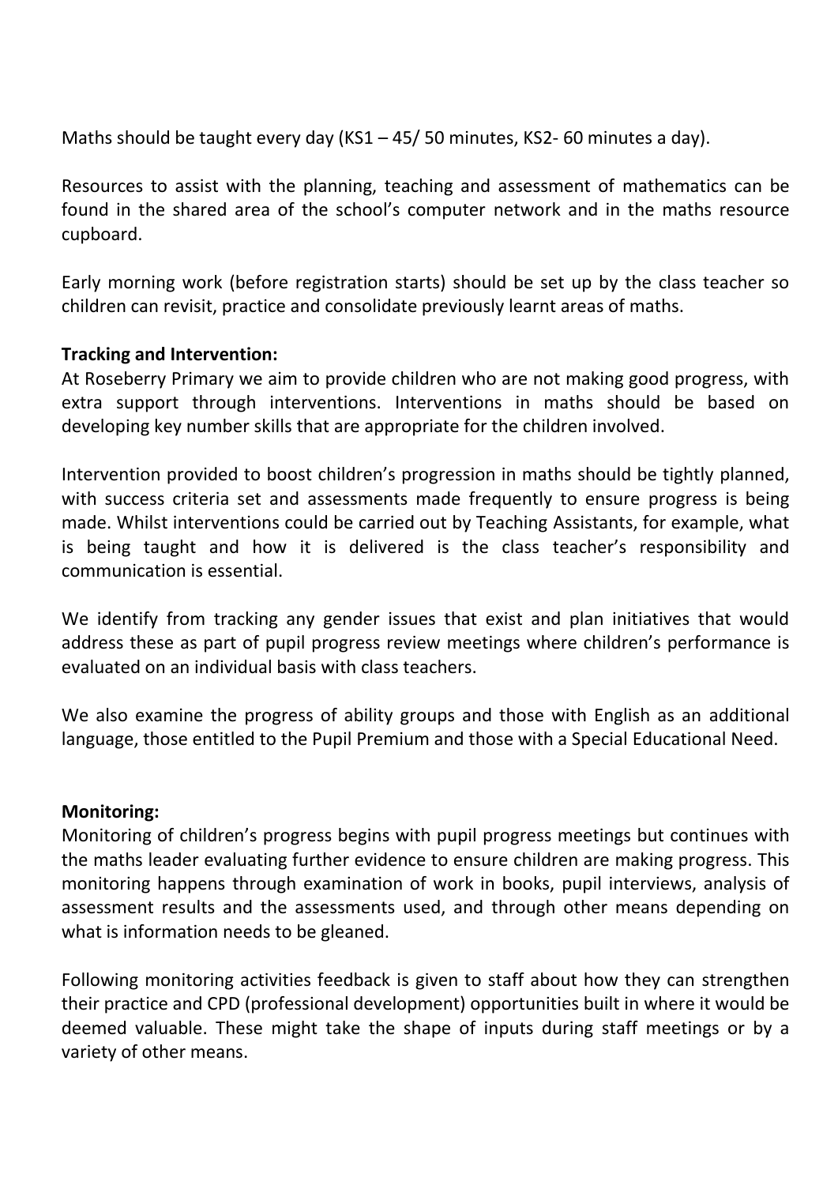Maths should be taught every day (KS1 – 45/ 50 minutes, KS2- 60 minutes a day).

Resources to assist with the planning, teaching and assessment of mathematics can be found in the shared area of the school's computer network and in the maths resource cupboard.

Early morning work (before registration starts) should be set up by the class teacher so children can revisit, practice and consolidate previously learnt areas of maths.

**Tracking and Intervention:**
At Roseberry Primary we aim to provide children who are not making good progress, with extra support through interventions. Interventions in maths should be based on developing key number skills that are appropriate for the children involved.

Intervention provided to boost children's progression in maths should be tightly planned, with success criteria set and assessments made frequently to ensure progress is being made. Whilst interventions could be carried out by Teaching Assistants, for example, what is being taught and how it is delivered is the class teacher's responsibility and communication is essential.

We identify from tracking any gender issues that exist and plan initiatives that would address these as part of pupil progress review meetings where children's performance is evaluated on an individual basis with class teachers.

We also examine the progress of ability groups and those with English as an additional language, those entitled to the Pupil Premium and those with a Special Educational Need.

**Monitoring:**
Monitoring of children's progress begins with pupil progress meetings but continues with the maths leader evaluating further evidence to ensure children are making progress. This monitoring happens through examination of work in books, pupil interviews, analysis of assessment results and the assessments used, and through other means depending on what is information needs to be gleaned.

Following monitoring activities feedback is given to staff about how they can strengthen their practice and CPD (professional development) opportunities built in where it would be deemed valuable. These might take the shape of inputs during staff meetings or by a variety of other means.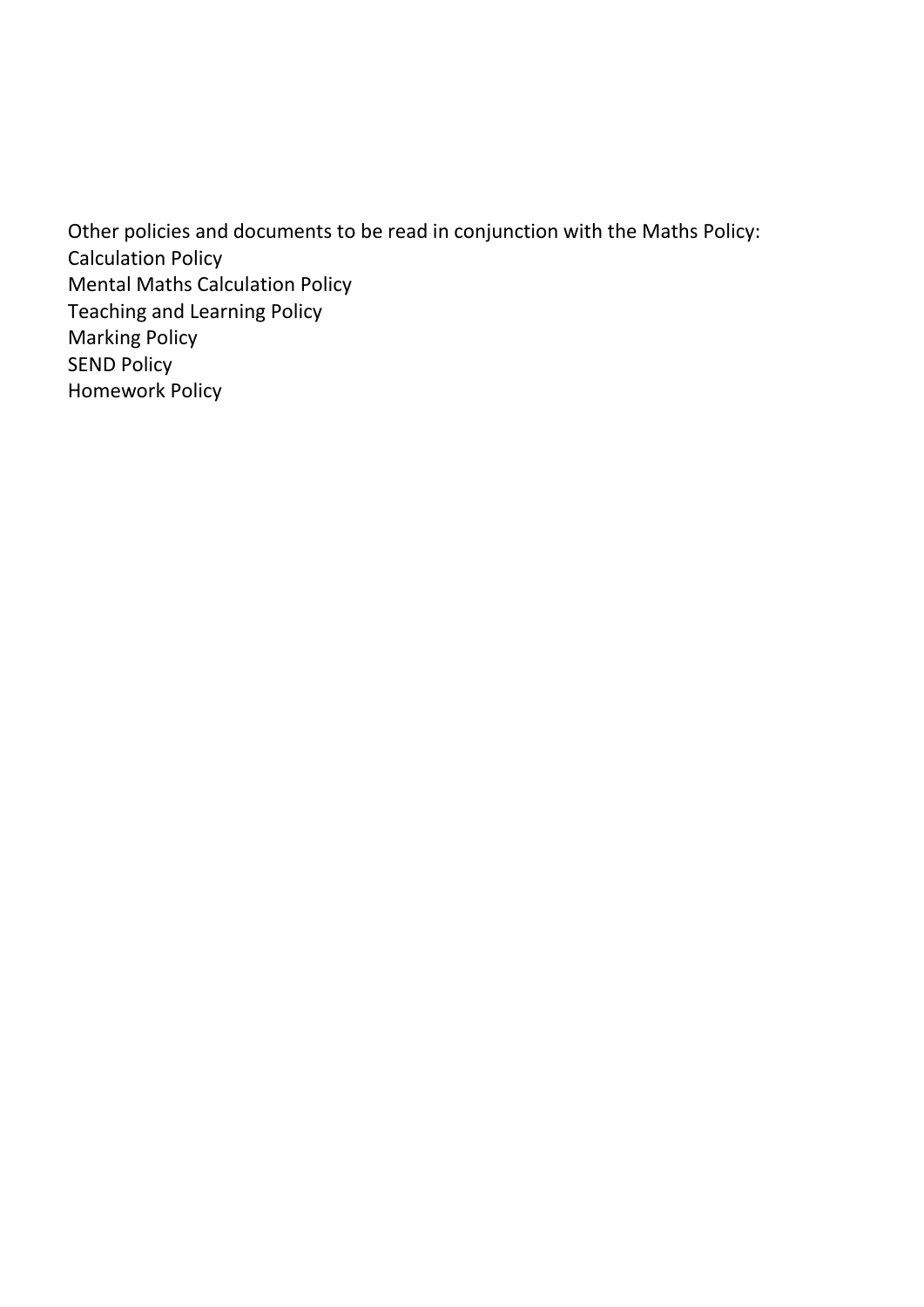Other policies and documents to be read in conjunction with the Maths Policy:
Calculation Policy
Mental Maths Calculation Policy
Teaching and Learning Policy
Marking Policy
SEND Policy
Homework Policy